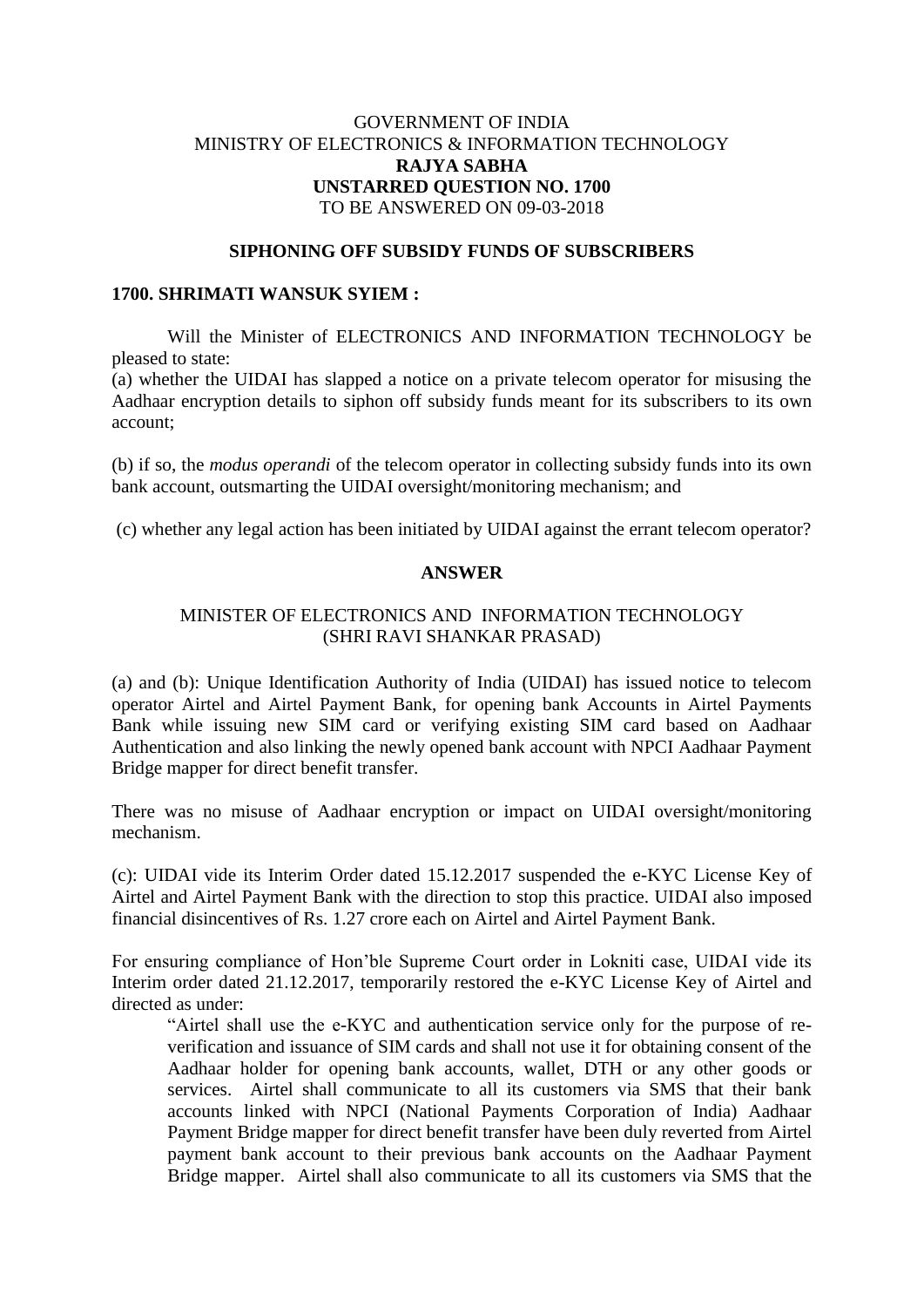GOVERNMENT OF INDIA
MINISTRY OF ELECTRONICS & INFORMATION TECHNOLOGY
**RAJYA SABHA**
**UNSTARRED QUESTION NO. 1700**
TO BE ANSWERED ON 09-03-2018

**SIPHONING OFF SUBSIDY FUNDS OF SUBSCRIBERS**

**1700. SHRIMATI WANSUK SYIEM :**

Will the Minister of ELECTRONICS AND INFORMATION TECHNOLOGY be pleased to state:

(a) whether the UIDAI has slapped a notice on a private telecom operator for misusing the Aadhaar encryption details to siphon off subsidy funds meant for its subscribers to its own account;

(b) if so, the *modus operandi* of the telecom operator in collecting subsidy funds into its own bank account, outsmarting the UIDAI oversight/monitoring mechanism; and

(c) whether any legal action has been initiated by UIDAI against the errant telecom operator?

**ANSWER**

MINISTER OF ELECTRONICS AND INFORMATION TECHNOLOGY
(SHRI RAVI SHANKAR PRASAD)

(a) and (b): Unique Identification Authority of India (UIDAI) has issued notice to telecom operator Airtel and Airtel Payment Bank, for opening bank Accounts in Airtel Payments Bank while issuing new SIM card or verifying existing SIM card based on Aadhaar Authentication and also linking the newly opened bank account with NPCI Aadhaar Payment Bridge mapper for direct benefit transfer.

There was no misuse of Aadhaar encryption or impact on UIDAI oversight/monitoring mechanism.

(c): UIDAI vide its Interim Order dated 15.12.2017 suspended the e-KYC License Key of Airtel and Airtel Payment Bank with the direction to stop this practice. UIDAI also imposed financial disincentives of Rs. 1.27 crore each on Airtel and Airtel Payment Bank.

For ensuring compliance of Hon'ble Supreme Court order in Lokniti case, UIDAI vide its Interim order dated 21.12.2017, temporarily restored the e-KYC License Key of Airtel and directed as under:

> "Airtel shall use the e-KYC and authentication service only for the purpose of re-verification and issuance of SIM cards and shall not use it for obtaining consent of the Aadhaar holder for opening bank accounts, wallet, DTH or any other goods or services. Airtel shall communicate to all its customers via SMS that their bank accounts linked with NPCI (National Payments Corporation of India) Aadhaar Payment Bridge mapper for direct benefit transfer have been duly reverted from Airtel payment bank account to their previous bank accounts on the Aadhaar Payment Bridge mapper. Airtel shall also communicate to all its customers via SMS that the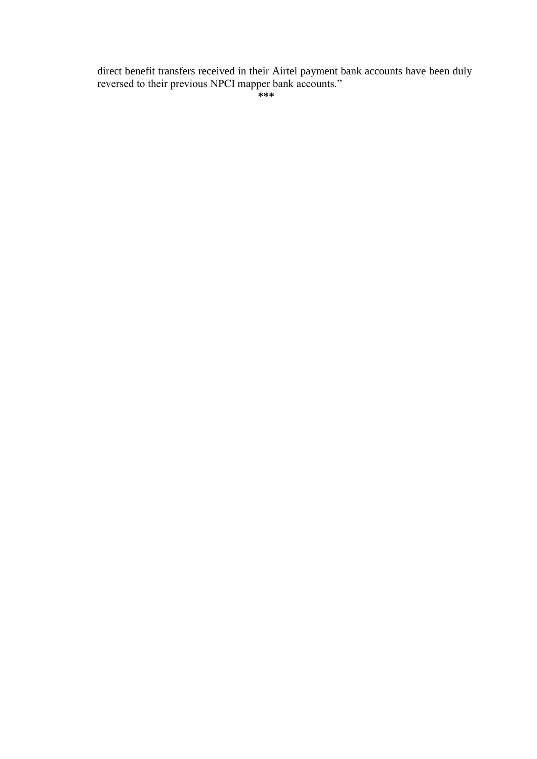direct benefit transfers received in their Airtel payment bank accounts have been duly reversed to their previous NPCI mapper bank accounts."

***